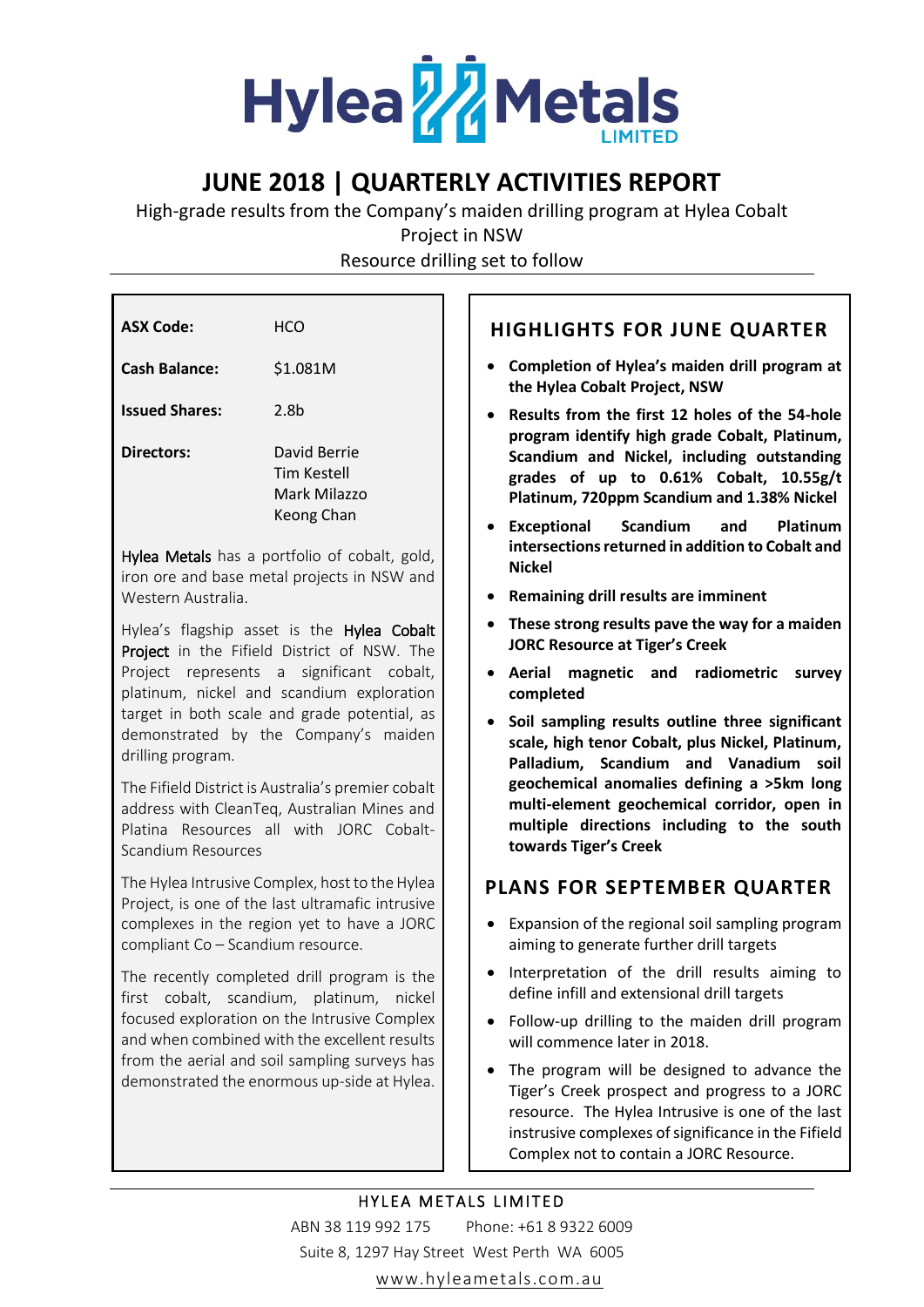# JUNE 2018 | QUARTERLY ACTIVITIES REPORT

High-grade results from the Company's maiden drilling program at Hylea Cobalt Project in NSW

Resource drilling set to follow

| | |
|---|---|
| **ASX Code:** | HCO |
| **Cash Balance:** | $1.081M |
| **Issued Shares:** | 2.8b |
| **Directors:** | David Berrie<br>Tim Kestell<br>Mark Milazzo<br>Keong Chan |

Hylea Metals has a portfolio of cobalt, gold, iron ore and base metal projects in NSW and Western Australia.

Hylea's flagship asset is the Hylea Cobalt Project in the Fifield District of NSW. The Project represents a significant cobalt, platinum, nickel and scandium exploration target in both scale and grade potential, as demonstrated by the Company's maiden drilling program.

The Fifield District is Australia's premier cobalt address with CleanTeq, Australian Mines and Platina Resources all with JORC Cobalt-Scandium Resources

The Hylea Intrusive Complex, host to the Hylea Project, is one of the last ultramafic intrusive complexes in the region yet to have a JORC compliant Co – Scandium resource.

The recently completed drill program is the first cobalt, scandium, platinum, nickel focused exploration on the Intrusive Complex and when combined with the excellent results from the aerial and soil sampling surveys has demonstrated the enormous up-side at Hylea.

## HIGHLIGHTS FOR JUNE QUARTER

- **Completion of Hylea's maiden drill program at the Hylea Cobalt Project, NSW**
- **Results from the first 12 holes of the 54-hole program identify high grade Cobalt, Platinum, Scandium and Nickel, including outstanding grades of up to 0.61% Cobalt, 10.55g/t Platinum, 720ppm Scandium and 1.38% Nickel**
- **Exceptional Scandium and Platinum intersections returned in addition to Cobalt and Nickel**
- **Remaining drill results are imminent**
- **These strong results pave the way for a maiden JORC Resource at Tiger's Creek**
- **Aerial magnetic and radiometric survey completed**
- **Soil sampling results outline three significant scale, high tenor Cobalt, plus Nickel, Platinum, Palladium, Scandium and Vanadium soil geochemical anomalies defining a >5km long multi-element geochemical corridor, open in multiple directions including to the south towards Tiger's Creek**

## PLANS FOR SEPTEMBER QUARTER

- Expansion of the regional soil sampling program aiming to generate further drill targets
- Interpretation of the drill results aiming to define infill and extensional drill targets
- Follow-up drilling to the maiden drill program will commence later in 2018.
- The program will be designed to advance the Tiger's Creek prospect and progress to a JORC resource. The Hylea Intrusive is one of the last instrusive complexes of significance in the Fifield Complex not to contain a JORC Resource.

HYLEA METALS LIMITED

ABN 38 119 992 175 Phone: +61 8 9322 6009

Suite 8, 1297 Hay Street West Perth WA 6005

www.hyleametals.com.au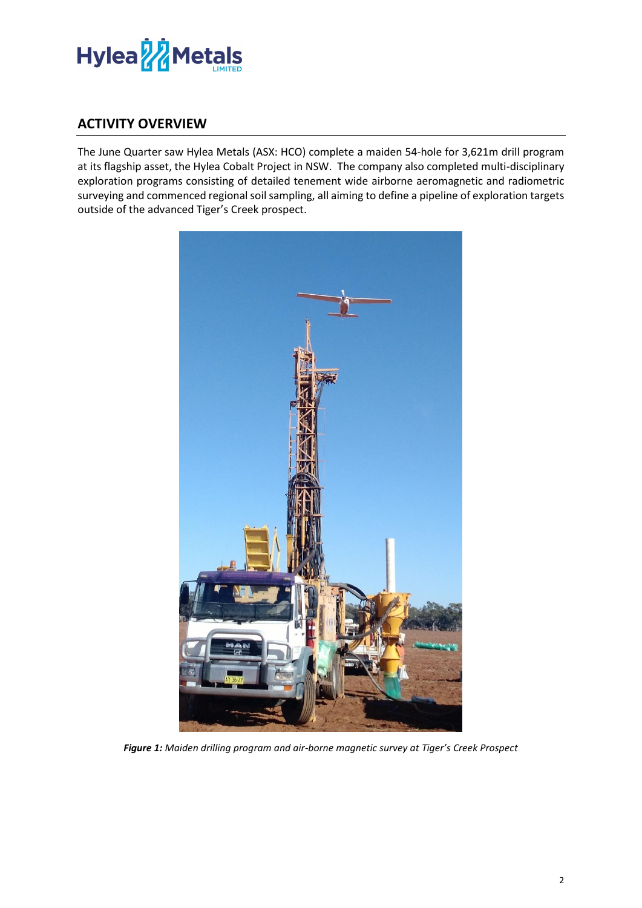## ACTIVITY OVERVIEW

The June Quarter saw Hylea Metals (ASX: HCO) complete a maiden 54-hole for 3,621m drill program at its flagship asset, the Hylea Cobalt Project in NSW. The company also completed multi-disciplinary exploration programs consisting of detailed tenement wide airborne aeromagnetic and radiometric surveying and commenced regional soil sampling, all aiming to define a pipeline of exploration targets outside of the advanced Tiger's Creek prospect.

***Figure 1:*** *Maiden drilling program and air-borne magnetic survey at Tiger's Creek Prospect*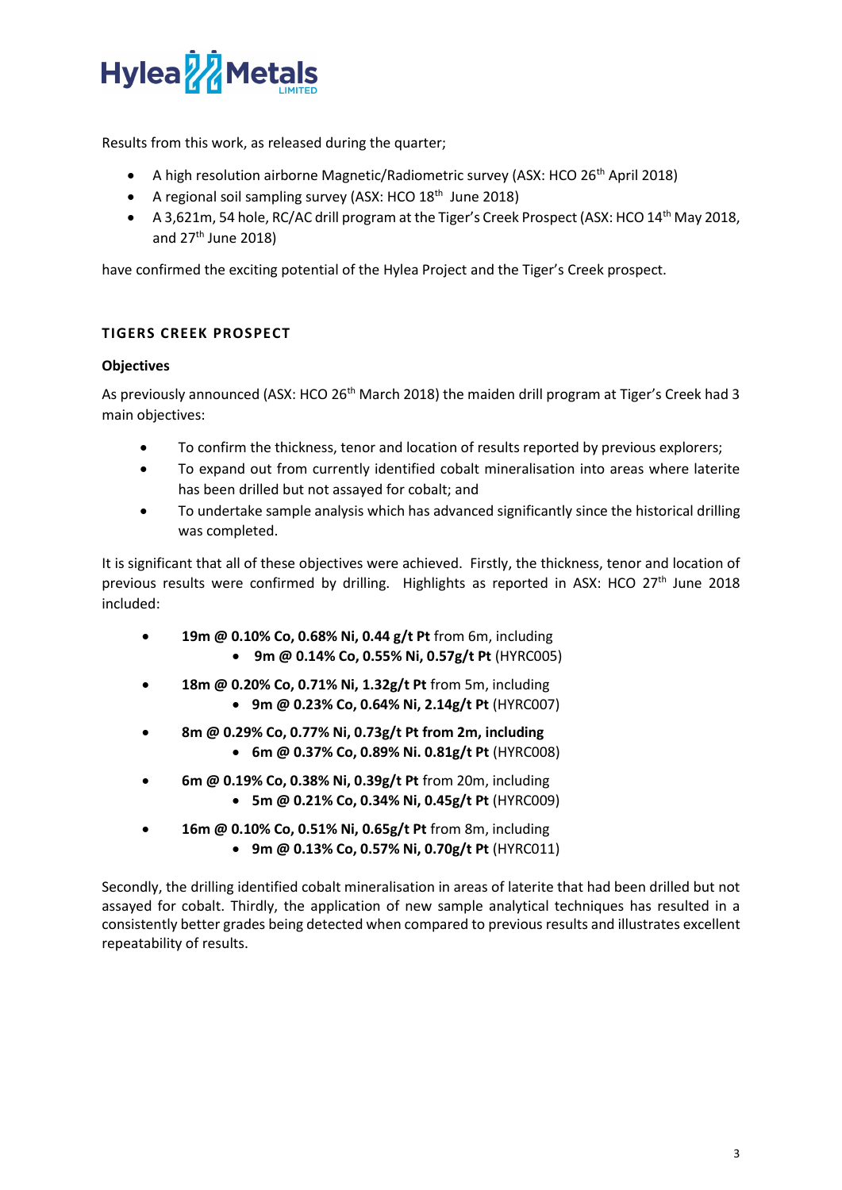Results from this work, as released during the quarter;

- A high resolution airborne Magnetic/Radiometric survey (ASX: HCO 26th April 2018)
- A regional soil sampling survey (ASX: HCO 18th June 2018)
- A 3,621m, 54 hole, RC/AC drill program at the Tiger's Creek Prospect (ASX: HCO 14th May 2018, and 27th June 2018)

have confirmed the exciting potential of the Hylea Project and the Tiger's Creek prospect.

## TIGERS CREEK PROSPECT

### Objectives

As previously announced (ASX: HCO 26th March 2018) the maiden drill program at Tiger's Creek had 3 main objectives:

- To confirm the thickness, tenor and location of results reported by previous explorers;
- To expand out from currently identified cobalt mineralisation into areas where laterite has been drilled but not assayed for cobalt; and
- To undertake sample analysis which has advanced significantly since the historical drilling was completed.

It is significant that all of these objectives were achieved. Firstly, the thickness, tenor and location of previous results were confirmed by drilling. Highlights as reported in ASX: HCO 27th June 2018 included:

- **19m @ 0.10% Co, 0.68% Ni, 0.44 g/t Pt** from 6m, including
  - **9m @ 0.14% Co, 0.55% Ni, 0.57g/t Pt** (HYRC005)
- **18m @ 0.20% Co, 0.71% Ni, 1.32g/t Pt** from 5m, including
  - **9m @ 0.23% Co, 0.64% Ni, 2.14g/t Pt** (HYRC007)
- **8m @ 0.29% Co, 0.77% Ni, 0.73g/t Pt from 2m, including**
  - **6m @ 0.37% Co, 0.89% Ni. 0.81g/t Pt** (HYRC008)
- **6m @ 0.19% Co, 0.38% Ni, 0.39g/t Pt** from 20m, including
  - **5m @ 0.21% Co, 0.34% Ni, 0.45g/t Pt** (HYRC009)
- **16m @ 0.10% Co, 0.51% Ni, 0.65g/t Pt** from 8m, including
  - **9m @ 0.13% Co, 0.57% Ni, 0.70g/t Pt** (HYRC011)

Secondly, the drilling identified cobalt mineralisation in areas of laterite that had been drilled but not assayed for cobalt. Thirdly, the application of new sample analytical techniques has resulted in a consistently better grades being detected when compared to previous results and illustrates excellent repeatability of results.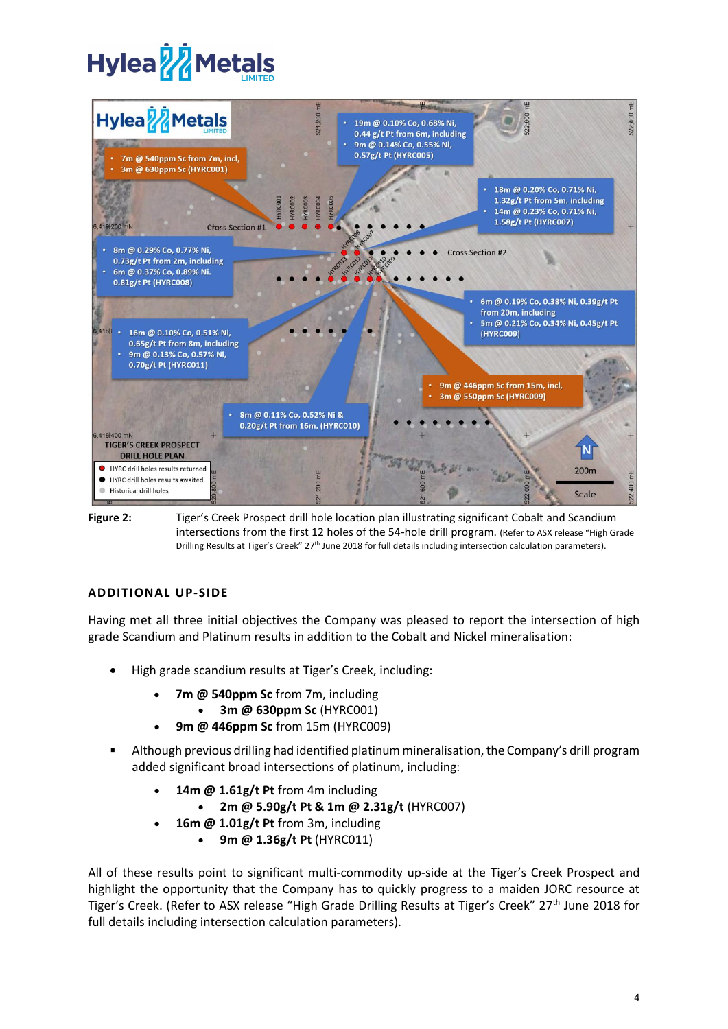7m @ 540ppm Sc from 7m, incl,
3m @ 630ppm Sc (HYRC001)

19m @ 0.10% Co, 0.68% Ni, 0.44 g/t Pt from 6m, including
9m @ 0.14% Co, 0.55% Ni, 0.57g/t Pt (HYRC005)

18m @ 0.20% Co, 0.71% Ni, 1.32g/t Pt from 5m, including
14m @ 0.23% Co, 0.71% Ni, 1.58g/t Pt (HYRC007)

8m @ 0.29% Co, 0.77% Ni, 0.73g/t Pt from 2m, including
6m @ 0.37% Co, 0.89% Ni, 0.81g/t Pt (HYRC008)

6m @ 0.19% Co, 0.38% Ni, 0.39g/t Pt from 20m, including
5m @ 0.21% Co, 0.34% Ni, 0.45g/t Pt (HYRC009)

16m @ 0.10% Co, 0.51% Ni, 0.65g/t Pt from 8m, including
9m @ 0.13% Co, 0.57% Ni, 0.70g/t Pt (HYRC011)

9m @ 446ppm Sc from 15m, incl,
3m @ 550ppm Sc (HYRC009)

8m @ 0.11% Co, 0.52% Ni & 0.20g/t Pt from 16m, (HYRC010)

Cross Section #1

Cross Section #2

TIGER'S CREEK PROSPECT DRILL HOLE PLAN

HYRC drill holes results returned

HYRC drill holes results awaited

Historical drill holes

200m

Scale

**Figure 2:** Tiger's Creek Prospect drill hole location plan illustrating significant Cobalt and Scandium intersections from the first 12 holes of the 54-hole drill program. (Refer to ASX release "High Grade Drilling Results at Tiger's Creek" 27th June 2018 for full details including intersection calculation parameters).

## ADDITIONAL UP-SIDE

Having met all three initial objectives the Company was pleased to report the intersection of high grade Scandium and Platinum results in addition to the Cobalt and Nickel mineralisation:

- High grade scandium results at Tiger's Creek, including:
  - **7m @ 540ppm Sc** from 7m, including
    - **3m @ 630ppm Sc** (HYRC001)
  - **9m @ 446ppm Sc** from 15m (HYRC009)
- Although previous drilling had identified platinum mineralisation, the Company's drill program added significant broad intersections of platinum, including:
  - **14m @ 1.61g/t Pt** from 4m including
    - **2m @ 5.90g/t Pt & 1m @ 2.31g/t** (HYRC007)
  - **16m @ 1.01g/t Pt** from 3m, including
    - **9m @ 1.36g/t Pt** (HYRC011)

All of these results point to significant multi-commodity up-side at the Tiger's Creek Prospect and highlight the opportunity that the Company has to quickly progress to a maiden JORC resource at Tiger's Creek. (Refer to ASX release "High Grade Drilling Results at Tiger's Creek" 27th June 2018 for full details including intersection calculation parameters).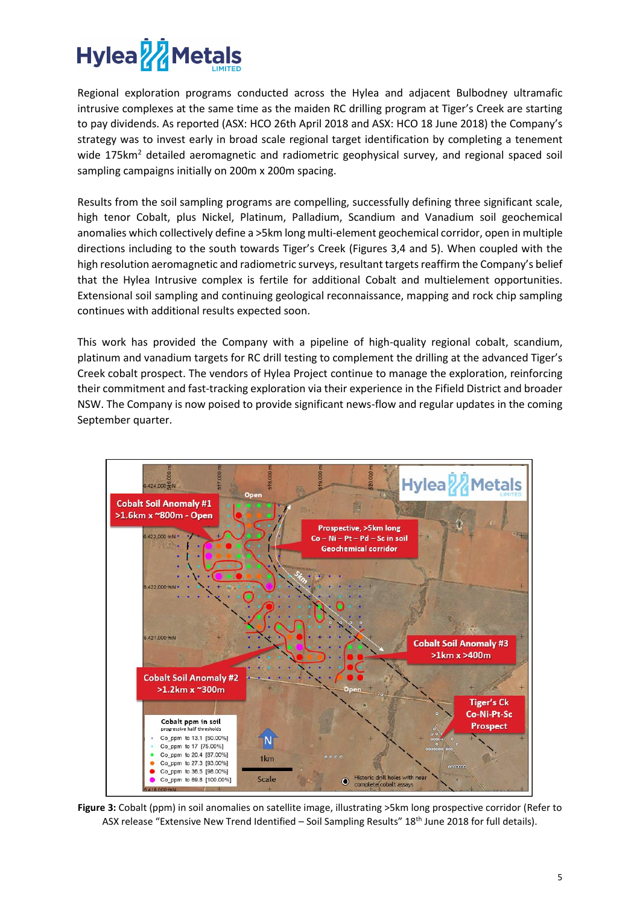Regional exploration programs conducted across the Hylea and adjacent Bulbodney ultramafic intrusive complexes at the same time as the maiden RC drilling program at Tiger's Creek are starting to pay dividends. As reported (ASX: HCO 26th April 2018 and ASX: HCO 18 June 2018) the Company's strategy was to invest early in broad scale regional target identification by completing a tenement wide 175km$^2$ detailed aeromagnetic and radiometric geophysical survey, and regional spaced soil sampling campaigns initially on 200m x 200m spacing.

Results from the soil sampling programs are compelling, successfully defining three significant scale, high tenor Cobalt, plus Nickel, Platinum, Palladium, Scandium and Vanadium soil geochemical anomalies which collectively define a >5km long multi-element geochemical corridor, open in multiple directions including to the south towards Tiger's Creek (Figures 3,4 and 5). When coupled with the high resolution aeromagnetic and radiometric surveys, resultant targets reaffirm the Company's belief that the Hylea Intrusive complex is fertile for additional Cobalt and multielement opportunities. Extensional soil sampling and continuing geological reconnaissance, mapping and rock chip sampling continues with additional results expected soon.

This work has provided the Company with a pipeline of high-quality regional cobalt, scandium, platinum and vanadium targets for RC drill testing to complement the drilling at the advanced Tiger's Creek cobalt prospect. The vendors of Hylea Project continue to manage the exploration, reinforcing their commitment and fast-tracking exploration via their experience in the Fifield District and broader NSW. The Company is now poised to provide significant news-flow and regular updates in the coming September quarter.

Hylea Metals LIMITED

Cobalt Soil Anomaly #1
>1.6km x ~800m - Open

Prospective, >5km long
Co – Ni – Pt – Pd – Sc in soil
Geochemical corridor

5km

Open

Cobalt Soil Anomaly #3
>1km x >400m

Cobalt Soil Anomaly #2
>1.2km x ~300m

Open

Tiger's Ck
Co-Ni-Pt-Sc
Prospect

Cobalt ppm in soil
progressive half thresholds
Co_ppm to 13.1 [50.00%]
Co_ppm to 17 [75.00%]
Co_ppm to 20.4 [87.00%]
Co_ppm to 27.3 [93.00%]
Co_ppm to 36.5 [96.00%]
Co_ppm to 69.8 [100.00%]

N

1km

Scale

Historic drill holes with near complete cobalt assays

**Figure 3:** Cobalt (ppm) in soil anomalies on satellite image, illustrating >5km long prospective corridor (Refer to ASX release "Extensive New Trend Identified – Soil Sampling Results" 18th June 2018 for full details).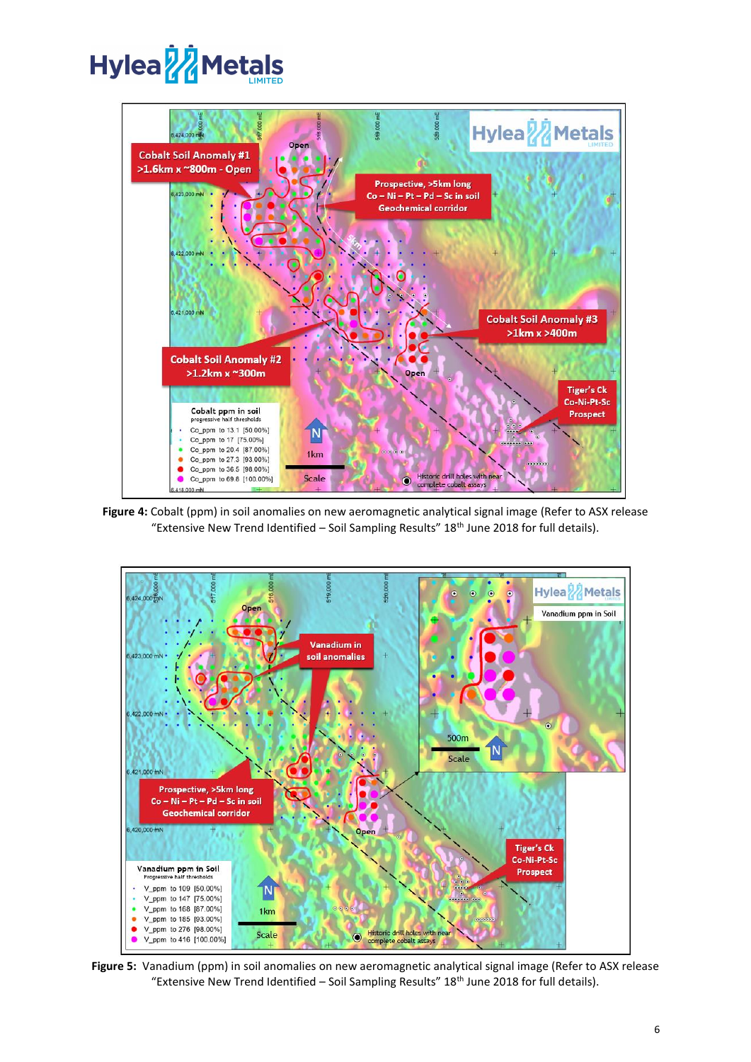Cobalt Soil Anomaly #1
>1.6km x ~800m - Open

Prospective, >5km long
Co – Ni – Pt – Pd – Sc in soil
Geochemical corridor

Cobalt Soil Anomaly #3
>1km x >400m

Cobalt Soil Anomaly #2
>1.2km x ~300m

Tiger's Ck
Co-Ni-Pt-Sc
Prospect

Open

5km

Cobalt ppm in soil
progressive half thresholds
Co_ppm to 13.1 [50.00%]
Co_ppm to 17 [75.00%]
Co_ppm to 20.4 [87.00%]
Co_ppm to 27.3 [93.00%]
Co_ppm to 36.5 [98.00%]
Co_ppm to 69.8 [100.00%]

N
1km
Scale

Historic drill holes with near complete cobalt assays

**Figure 4:** Cobalt (ppm) in soil anomalies on new aeromagnetic analytical signal image (Refer to ASX release "Extensive New Trend Identified – Soil Sampling Results" 18th June 2018 for full details).

Vanadium in soil anomalies

Prospective, >5km long
Co – Ni – Pt – Pd – Sc in soil
Geochemical corridor

Tiger's Ck
Co-Ni-Pt-Sc
Prospect

Open

Vanadium ppm in Soil

500m
Scale

Vanadium ppm in Soil
Progressive half thresholds
V_ppm to 109 [50.00%]
V_ppm to 147 [75.00%]
V_ppm to 168 [87.00%]
V_ppm to 185 [93.00%]
V_ppm to 276 [98.00%]
V_ppm to 416 [100.00%]

N
1km
Scale

Historic drill holes with near complete cobalt assays

**Figure 5:** Vanadium (ppm) in soil anomalies on new aeromagnetic analytical signal image (Refer to ASX release "Extensive New Trend Identified – Soil Sampling Results" 18th June 2018 for full details).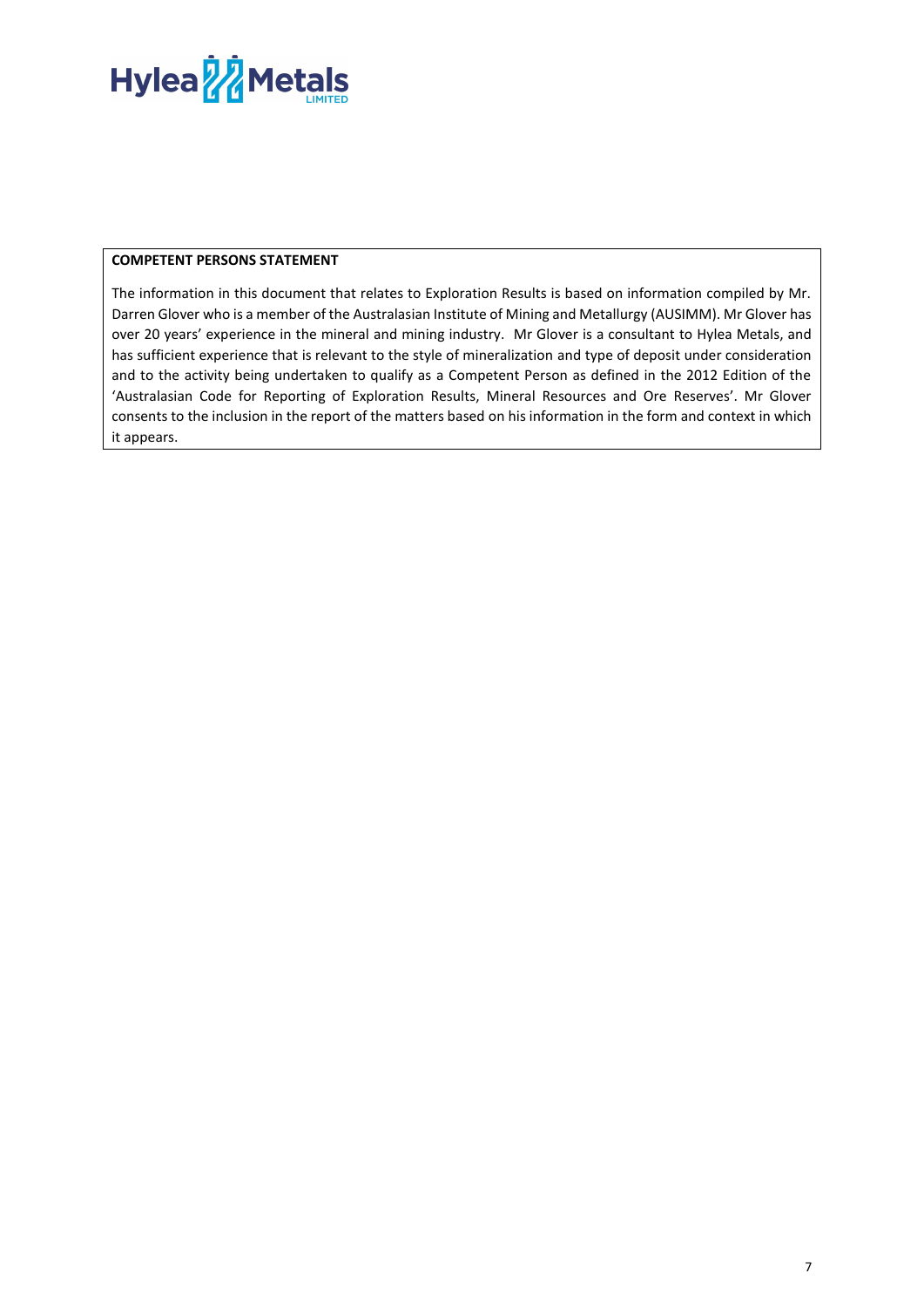**COMPETENT PERSONS STATEMENT**

The information in this document that relates to Exploration Results is based on information compiled by Mr. Darren Glover who is a member of the Australasian Institute of Mining and Metallurgy (AUSIMM). Mr Glover has over 20 years' experience in the mineral and mining industry. Mr Glover is a consultant to Hylea Metals, and has sufficient experience that is relevant to the style of mineralization and type of deposit under consideration and to the activity being undertaken to qualify as a Competent Person as defined in the 2012 Edition of the 'Australasian Code for Reporting of Exploration Results, Mineral Resources and Ore Reserves'. Mr Glover consents to the inclusion in the report of the matters based on his information in the form and context in which it appears.